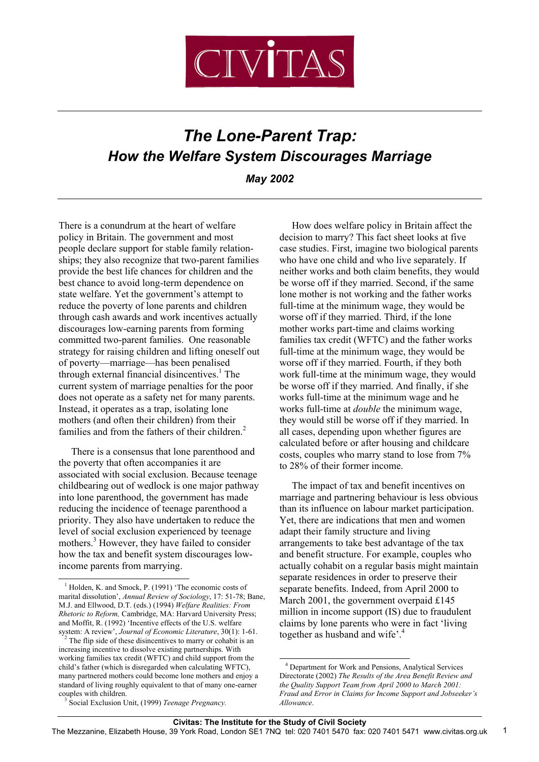CIVITAS

# *The Lone-Parent Trap:*
## *How the Welfare System Discourages Marriage*

***May 2002***

There is a conundrum at the heart of welfare policy in Britain. The government and most people declare support for stable family relationships; they also recognize that two-parent families provide the best life chances for children and the best chance to avoid long-term dependence on state welfare. Yet the government's attempt to reduce the poverty of lone parents and children through cash awards and work incentives actually discourages low-earning parents from forming committed two-parent families. One reasonable strategy for raising children and lifting oneself out of poverty—marriage—has been penalised through external financial disincentives.[1] The current system of marriage penalties for the poor does not operate as a safety net for many parents. Instead, it operates as a trap, isolating lone mothers (and often their children) from their families and from the fathers of their children.[2]

There is a consensus that lone parenthood and the poverty that often accompanies it are associated with social exclusion. Because teenage childbearing out of wedlock is one major pathway into lone parenthood, the government has made reducing the incidence of teenage parenthood a priority. They also have undertaken to reduce the level of social exclusion experienced by teenage mothers.[3] However, they have failed to consider how the tax and benefit system discourages low-income parents from marrying.

How does welfare policy in Britain affect the decision to marry? This fact sheet looks at five case studies. First, imagine two biological parents who have one child and who live separately. If neither works and both claim benefits, they would be worse off if they married. Second, if the same lone mother is not working and the father works full-time at the minimum wage, they would be worse off if they married. Third, if the lone mother works part-time and claims working families tax credit (WFTC) and the father works full-time at the minimum wage, they would be worse off if they married. Fourth, if they both work full-time at the minimum wage, they would be worse off if they married. And finally, if she works full-time at the minimum wage and he works full-time at *double* the minimum wage, they would still be worse off if they married. In all cases, depending upon whether figures are calculated before or after housing and childcare costs, couples who marry stand to lose from 7% to 28% of their former income.

The impact of tax and benefit incentives on marriage and partnering behaviour is less obvious than its influence on labour market participation. Yet, there are indications that men and women adapt their family structure and living arrangements to take best advantage of the tax and benefit structure. For example, couples who actually cohabit on a regular basis might maintain separate residences in order to preserve their separate benefits. Indeed, from April 2000 to March 2001, the government overpaid £145 million in income support (IS) due to fraudulent claims by lone parents who were in fact 'living together as husband and wife'.[4]

---

[1] Holden, K. and Smock, P. (1991) 'The economic costs of marital dissolution', *Annual Review of Sociology*, 17: 51-78; Bane, M.J. and Ellwood, D.T. (eds.) (1994) *Welfare Realities: From Rhetoric to Reform,* Cambridge, MA: Harvard University Press; and Moffit, R. (1992) 'Incentive effects of the U.S. welfare system: A review', *Journal of Economic Literature*, 30(1): 1-61.

[2] The flip side of these disincentives to marry or cohabit is an increasing incentive to dissolve existing partnerships. With working families tax credit (WFTC) and child support from the child's father (which is disregarded when calculating WFTC), many partnered mothers could become lone mothers and enjoy a standard of living roughly equivalent to that of many one-earner couples with children.

[3] Social Exclusion Unit, (1999) *Teenage Pregnancy.*

[4] Department for Work and Pensions, Analytical Services Directorate (2002) *The Results of the Area Benefit Review and the Quality Support Team from April 2000 to March 2001: Fraud and Error in Claims for Income Support and Jobseeker's Allowance*.

**Civitas: The Institute for the Study of Civil Society**
The Mezzanine, Elizabeth House, 39 York Road, London SE1 7NQ tel: 020 7401 5470 fax: 020 7401 5471 www.civitas.org.uk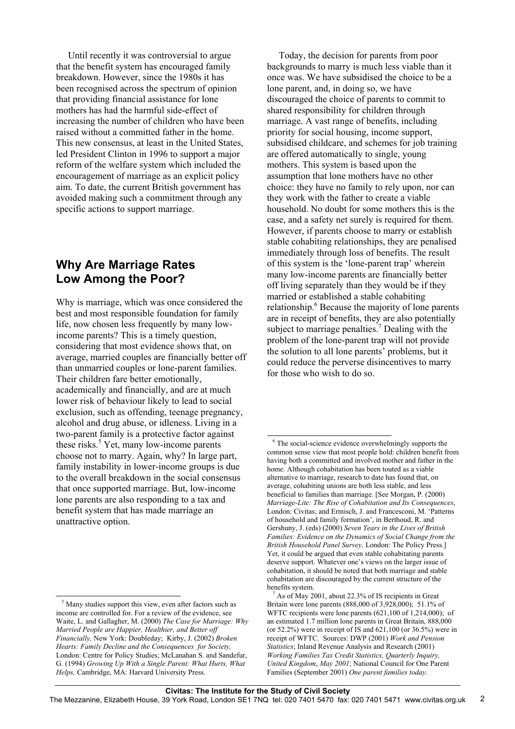Until recently it was controversial to argue that the benefit system has encouraged family breakdown. However, since the 1980s it has been recognised across the spectrum of opinion that providing financial assistance for lone mothers has had the harmful side-effect of increasing the number of children who have been raised without a committed father in the home. This new consensus, at least in the United States, led President Clinton in 1996 to support a major reform of the welfare system which included the encouragement of marriage as an explicit policy aim. To date, the current British government has avoided making such a commitment through any specific actions to support marriage.

## Why Are Marriage Rates Low Among the Poor?

Why is marriage, which was once considered the best and most responsible foundation for family life, now chosen less frequently by many low-income parents? This is a timely question, considering that most evidence shows that, on average, married couples are financially better off than unmarried couples or lone-parent families. Their children fare better emotionally, academically and financially, and are at much lower risk of behaviour likely to lead to social exclusion, such as offending, teenage pregnancy, alcohol and drug abuse, or idleness. Living in a two-parent family is a protective factor against these risks.[5] Yet, many low-income parents choose not to marry. Again, why? In large part, family instability in lower-income groups is due to the overall breakdown in the social consensus that once supported marriage. But, low-income lone parents are also responding to a tax and benefit system that has made marriage an unattractive option.

Today, the decision for parents from poor backgrounds to marry is much less viable than it once was. We have subsidised the choice to be a lone parent, and, in doing so, we have discouraged the choice of parents to commit to shared responsibility for children through marriage. A vast range of benefits, including priority for social housing, income support, subsidised childcare, and schemes for job training are offered automatically to single, young mothers. This system is based upon the assumption that lone mothers have no other choice: they have no family to rely upon, nor can they work with the father to create a viable household. No doubt for some mothers this is the case, and a safety net surely is required for them. However, if parents choose to marry or establish stable cohabiting relationships, they are penalised immediately through loss of benefits. The result of this system is the 'lone-parent trap' wherein many low-income parents are financially better off living separately than they would be if they married or established a stable cohabiting relationship.[6] Because the majority of lone parents are in receipt of benefits, they are also potentially subject to marriage penalties.[7] Dealing with the problem of the lone-parent trap will not provide the solution to all lone parents' problems, but it could reduce the perverse disincentives to marry for those who wish to do so.

---

[5] Many studies support this view, even after factors such as income are controlled for. For a review of the evidence, see Waite, L. and Gallagher, M. (2000) *The Case for Marriage: Why Married People are Happier, Healthier, and Better off Financially,* New York: Doubleday; Kirby, J. (2002) *Broken Hearts: Family Decline and the Consequences for Society,* London: Centre for Policy Studies; McLanahan S. and Sandefur, G. (1994) *Growing Up With a Single Parent: What Hurts, What Helps,* Cambridge, MA: Harvard University Press.

[6] The social-science evidence overwhelmingly supports the common sense view that most people hold: children benefit from having both a committed and involved mother and father in the home. Although cohabitation has been touted as a viable alternative to marriage, research to date has found that, on average, cohabiting unions are both less stable, and less beneficial to families than marriage. [See Morgan, P. (2000) *Marriage-Lite: The Rise of Cohabitation and Its Consequences*, London: Civitas; and Ermisch, J. and Francesconi, M. 'Patterns of household and family formation', in Berthoud, R. and Gershuny, J. (eds) (2000) *Seven Years in the Lives of British Families: Evidence on the Dynamics of Social Change from the British Household Panel Survey,* London: The Policy Press.] Yet, it could be argued that even stable cohabitating parents deserve support. Whatever one's views on the larger issue of cohabitation, it should be noted that both marriage and stable cohabitation are discouraged by the current structure of the benefits system.

[7] As of May 2001, about 22.3% of IS recipients in Great Britain were lone parents (888,000 of 3,928,000); 51.1% of WFTC recipients were lone parents (621,100 of 1,214,000); of an estimated 1.7 million lone parents in Great Britain, 888,000 (or 52.2%) were in receipt of IS and 621,100 (or 36.5%) were in receipt of WFTC. Sources: DWP (2001) *Work and Pension Statistics*; Inland Revenue Analysis and Research (2001) *Working Families Tax Credit Statistics, Quarterly Inquiry, United Kingdom*, *May 2001*; National Council for One Parent Families (September 2001) *One parent families today*.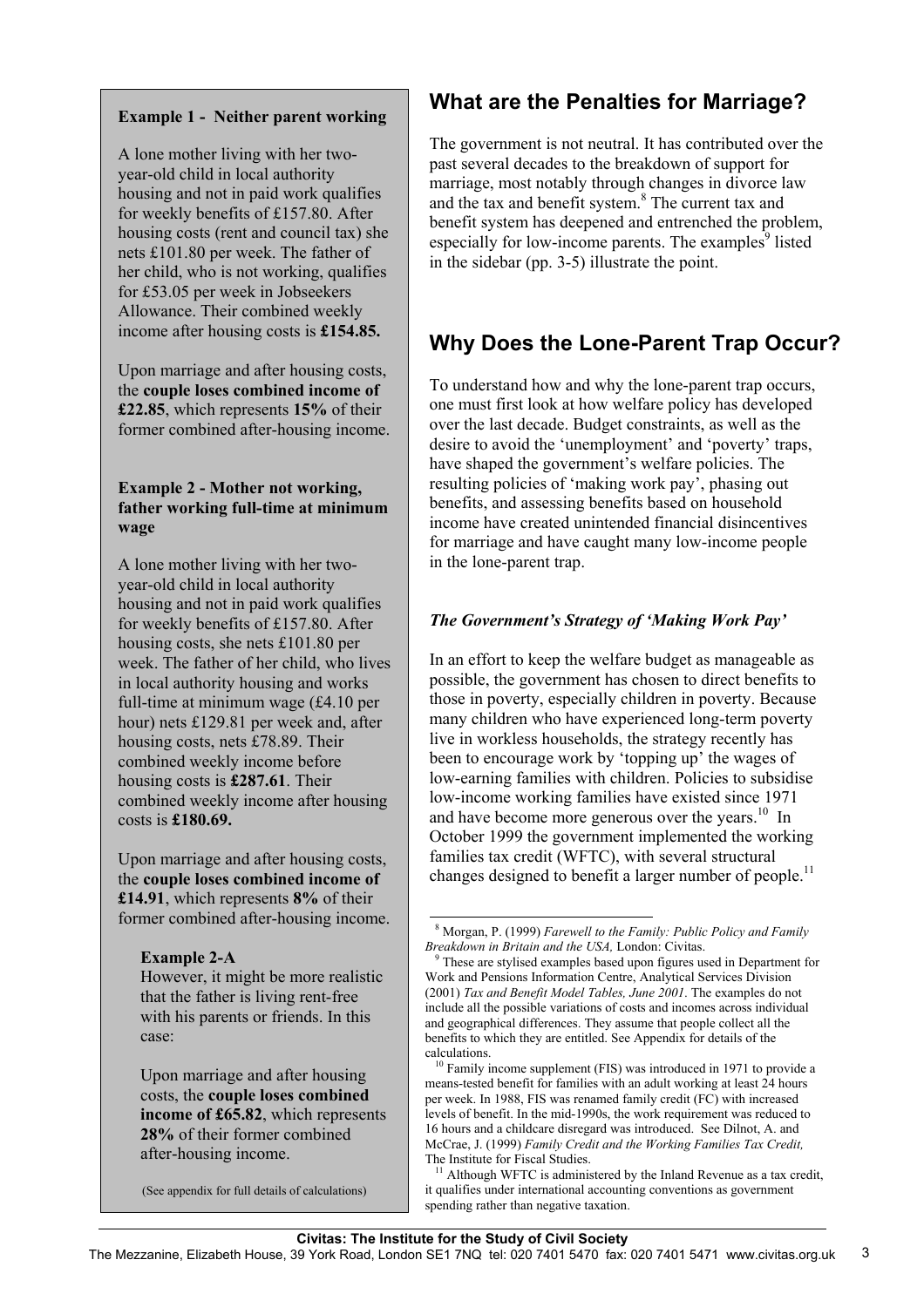**Example 1 - Neither parent working**

A lone mother living with her two-year-old child in local authority housing and not in paid work qualifies for weekly benefits of £157.80. After housing costs (rent and council tax) she nets £101.80 per week. The father of her child, who is not working, qualifies for £53.05 per week in Jobseekers Allowance. Their combined weekly income after housing costs is **£154.85.**

Upon marriage and after housing costs, the **couple loses combined income of £22.85**, which represents **15%** of their former combined after-housing income.

**Example 2 - Mother not working, father working full-time at minimum wage**

A lone mother living with her two-year-old child in local authority housing and not in paid work qualifies for weekly benefits of £157.80. After housing costs, she nets £101.80 per week. The father of her child, who lives in local authority housing and works full-time at minimum wage (£4.10 per hour) nets £129.81 per week and, after housing costs, nets £78.89. Their combined weekly income before housing costs is **£287.61**. Their combined weekly income after housing costs is **£180.69.**

Upon marriage and after housing costs, the **couple loses combined income of £14.91**, which represents **8%** of their former combined after-housing income.

**Example 2-A**

However, it might be more realistic that the father is living rent-free with his parents or friends. In this case:

Upon marriage and after housing costs, the **couple loses combined income of £65.82**, which represents **28%** of their former combined after-housing income.

(See appendix for full details of calculations)

## What are the Penalties for Marriage?

The government is not neutral. It has contributed over the past several decades to the breakdown of support for marriage, most notably through changes in divorce law and the tax and benefit system.[8] The current tax and benefit system has deepened and entrenched the problem, especially for low-income parents. The examples[9] listed in the sidebar (pp. 3-5) illustrate the point.

## Why Does the Lone-Parent Trap Occur?

To understand how and why the lone-parent trap occurs, one must first look at how welfare policy has developed over the last decade. Budget constraints, as well as the desire to avoid the 'unemployment' and 'poverty' traps, have shaped the government's welfare policies. The resulting policies of 'making work pay', phasing out benefits, and assessing benefits based on household income have created unintended financial disincentives for marriage and have caught many low-income people in the lone-parent trap.

### *The Government's Strategy of 'Making Work Pay'*

In an effort to keep the welfare budget as manageable as possible, the government has chosen to direct benefits to those in poverty, especially children in poverty. Because many children who have experienced long-term poverty live in workless households, the strategy recently has been to encourage work by 'topping up' the wages of low-earning families with children. Policies to subsidise low-income working families have existed since 1971 and have become more generous over the years.[10] In October 1999 the government implemented the working families tax credit (WFTC), with several structural changes designed to benefit a larger number of people.[11]

---

[8] Morgan, P. (1999) *Farewell to the Family: Public Policy and Family Breakdown in Britain and the USA,* London: Civitas.

[9] These are stylised examples based upon figures used in Department for Work and Pensions Information Centre, Analytical Services Division (2001) *Tax and Benefit Model Tables, June 2001*. The examples do not include all the possible variations of costs and incomes across individual and geographical differences. They assume that people collect all the benefits to which they are entitled. See Appendix for details of the calculations.

[10] Family income supplement (FIS) was introduced in 1971 to provide a means-tested benefit for families with an adult working at least 24 hours per week. In 1988, FIS was renamed family credit (FC) with increased levels of benefit. In the mid-1990s, the work requirement was reduced to 16 hours and a childcare disregard was introduced. See Dilnot, A. and McCrae, J. (1999) *Family Credit and the Working Families Tax Credit,* The Institute for Fiscal Studies.

[11] Although WFTC is administered by the Inland Revenue as a tax credit, it qualifies under international accounting conventions as government spending rather than negative taxation.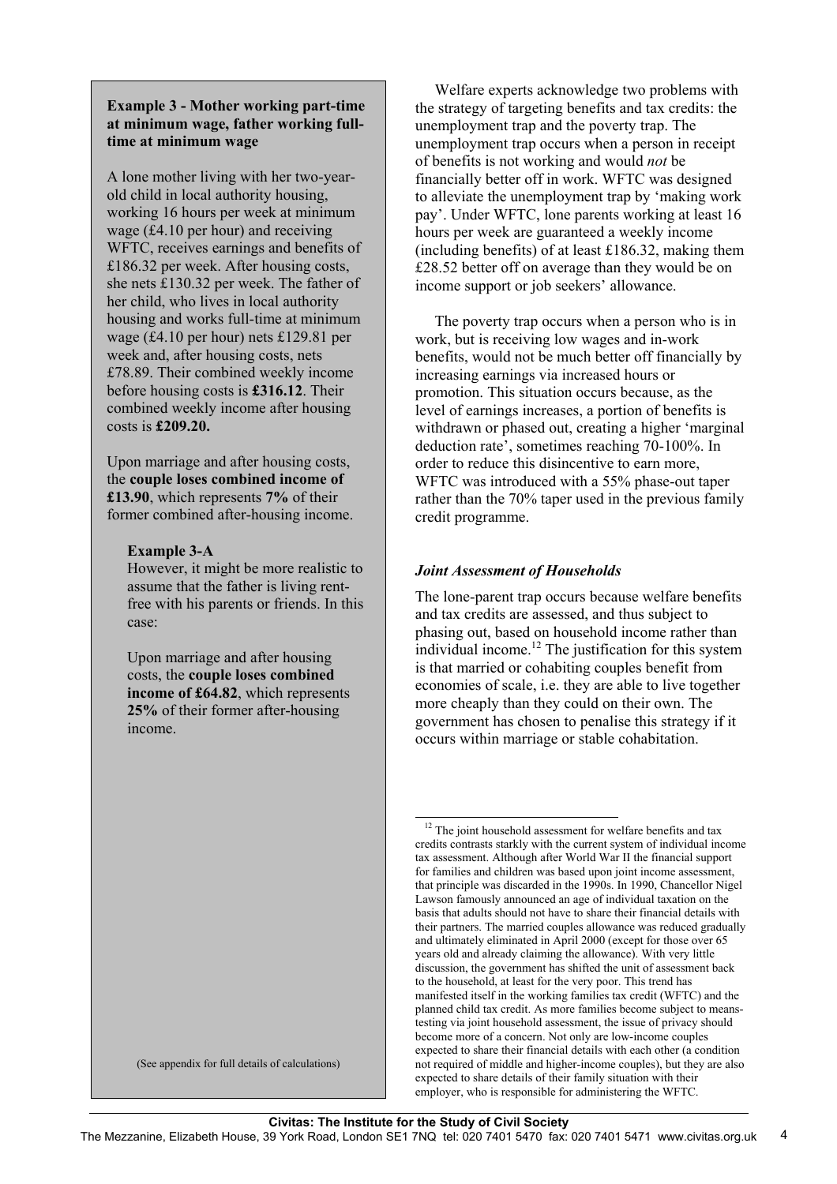**Example 3 - Mother working part-time at minimum wage, father working full-time at minimum wage**

A lone mother living with her two-year-old child in local authority housing, working 16 hours per week at minimum wage (£4.10 per hour) and receiving WFTC, receives earnings and benefits of £186.32 per week. After housing costs, she nets £130.32 per week. The father of her child, who lives in local authority housing and works full-time at minimum wage (£4.10 per hour) nets £129.81 per week and, after housing costs, nets £78.89. Their combined weekly income before housing costs is **£316.12**. Their combined weekly income after housing costs is **£209.20.**

Upon marriage and after housing costs, the **couple loses combined income of £13.90**, which represents **7%** of their former combined after-housing income.

**Example 3-A**

However, it might be more realistic to assume that the father is living rent-free with his parents or friends. In this case:

Upon marriage and after housing costs, the **couple loses combined income of £64.82**, which represents **25%** of their former after-housing income.

(See appendix for full details of calculations)

Welfare experts acknowledge two problems with the strategy of targeting benefits and tax credits: the unemployment trap and the poverty trap. The unemployment trap occurs when a person in receipt of benefits is not working and would *not* be financially better off in work. WFTC was designed to alleviate the unemployment trap by 'making work pay'. Under WFTC, lone parents working at least 16 hours per week are guaranteed a weekly income (including benefits) of at least £186.32, making them £28.52 better off on average than they would be on income support or job seekers' allowance.

The poverty trap occurs when a person who is in work, but is receiving low wages and in-work benefits, would not be much better off financially by increasing earnings via increased hours or promotion. This situation occurs because, as the level of earnings increases, a portion of benefits is withdrawn or phased out, creating a higher 'marginal deduction rate', sometimes reaching 70-100%. In order to reduce this disincentive to earn more, WFTC was introduced with a 55% phase-out taper rather than the 70% taper used in the previous family credit programme.

### *Joint Assessment of Households*

The lone-parent trap occurs because welfare benefits and tax credits are assessed, and thus subject to phasing out, based on household income rather than individual income.[12] The justification for this system is that married or cohabiting couples benefit from economies of scale, i.e. they are able to live together more cheaply than they could on their own. The government has chosen to penalise this strategy if it occurs within marriage or stable cohabitation.

---

[12] The joint household assessment for welfare benefits and tax credits contrasts starkly with the current system of individual income tax assessment. Although after World War II the financial support for families and children was based upon joint income assessment, that principle was discarded in the 1990s. In 1990, Chancellor Nigel Lawson famously announced an age of individual taxation on the basis that adults should not have to share their financial details with their partners. The married couples allowance was reduced gradually and ultimately eliminated in April 2000 (except for those over 65 years old and already claiming the allowance). With very little discussion, the government has shifted the unit of assessment back to the household, at least for the very poor. This trend has manifested itself in the working families tax credit (WFTC) and the planned child tax credit. As more families become subject to means-testing via joint household assessment, the issue of privacy should become more of a concern. Not only are low-income couples expected to share their financial details with each other (a condition not required of middle and higher-income couples), but they are also expected to share details of their family situation with their employer, who is responsible for administering the WFTC.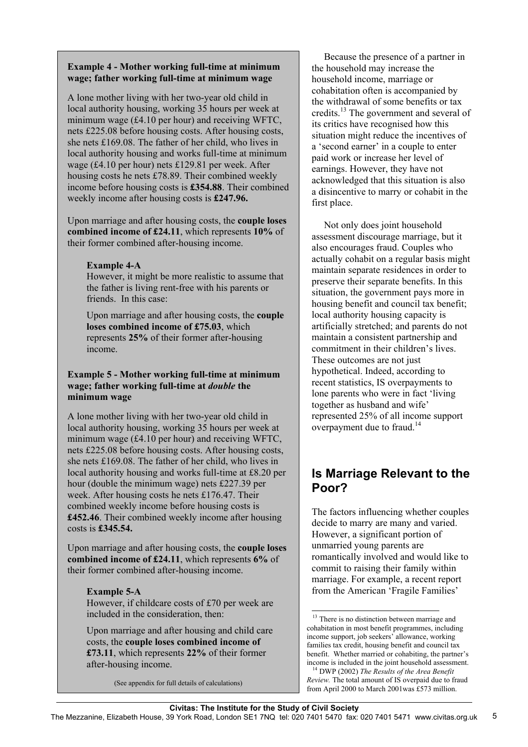**Example 4 - Mother working full-time at minimum wage; father working full-time at minimum wage**

A lone mother living with her two-year old child in local authority housing, working 35 hours per week at minimum wage (£4.10 per hour) and receiving WFTC, nets £225.08 before housing costs. After housing costs, she nets £169.08. The father of her child, who lives in local authority housing and works full-time at minimum wage (£4.10 per hour) nets £129.81 per week. After housing costs he nets £78.89. Their combined weekly income before housing costs is **£354.88**. Their combined weekly income after housing costs is **£247.96.**

Upon marriage and after housing costs, the **couple loses combined income of £24.11**, which represents **10%** of their former combined after-housing income.

**Example 4-A**

However, it might be more realistic to assume that the father is living rent-free with his parents or friends. In this case:

Upon marriage and after housing costs, the **couple loses combined income of £75.03**, which represents **25%** of their former after-housing income.

**Example 5 - Mother working full-time at minimum wage; father working full-time at *double* the minimum wage**

A lone mother living with her two-year old child in local authority housing, working 35 hours per week at minimum wage (£4.10 per hour) and receiving WFTC, nets £225.08 before housing costs. After housing costs, she nets £169.08. The father of her child, who lives in local authority housing and works full-time at £8.20 per hour (double the minimum wage) nets £227.39 per week. After housing costs he nets £176.47. Their combined weekly income before housing costs is **£452.46**. Their combined weekly income after housing costs is **£345.54.**

Upon marriage and after housing costs, the **couple loses combined income of £24.11**, which represents **6%** of their former combined after-housing income.

**Example 5-A**

However, if childcare costs of £70 per week are included in the consideration, then:

Upon marriage and after housing and child care costs, the **couple loses combined income of £73.11**, which represents **22%** of their former after-housing income.

(See appendix for full details of calculations)

Because the presence of a partner in the household may increase the household income, marriage or cohabitation often is accompanied by the withdrawal of some benefits or tax credits.[13] The government and several of its critics have recognised how this situation might reduce the incentives of a 'second earner' in a couple to enter paid work or increase her level of earnings. However, they have not acknowledged that this situation is also a disincentive to marry or cohabit in the first place.

Not only does joint household assessment discourage marriage, but it also encourages fraud. Couples who actually cohabit on a regular basis might maintain separate residences in order to preserve their separate benefits. In this situation, the government pays more in housing benefit and council tax benefit; local authority housing capacity is artificially stretched; and parents do not maintain a consistent partnership and commitment in their children's lives. These outcomes are not just hypothetical. Indeed, according to recent statistics, IS overpayments to lone parents who were in fact 'living together as husband and wife' represented 25% of all income support overpayment due to fraud.[14]

## Is Marriage Relevant to the Poor?

The factors influencing whether couples decide to marry are many and varied. However, a significant portion of unmarried young parents are romantically involved and would like to commit to raising their family within marriage. For example, a recent report from the American 'Fragile Families'

[13] There is no distinction between marriage and cohabitation in most benefit programmes, including income support, job seekers' allowance, working families tax credit, housing benefit and council tax benefit. Whether married or cohabiting, the partner's income is included in the joint household assessment.

[14] DWP (2002) *The Results of the Area Benefit Review.* The total amount of IS overpaid due to fraud from April 2000 to March 2001was £573 million.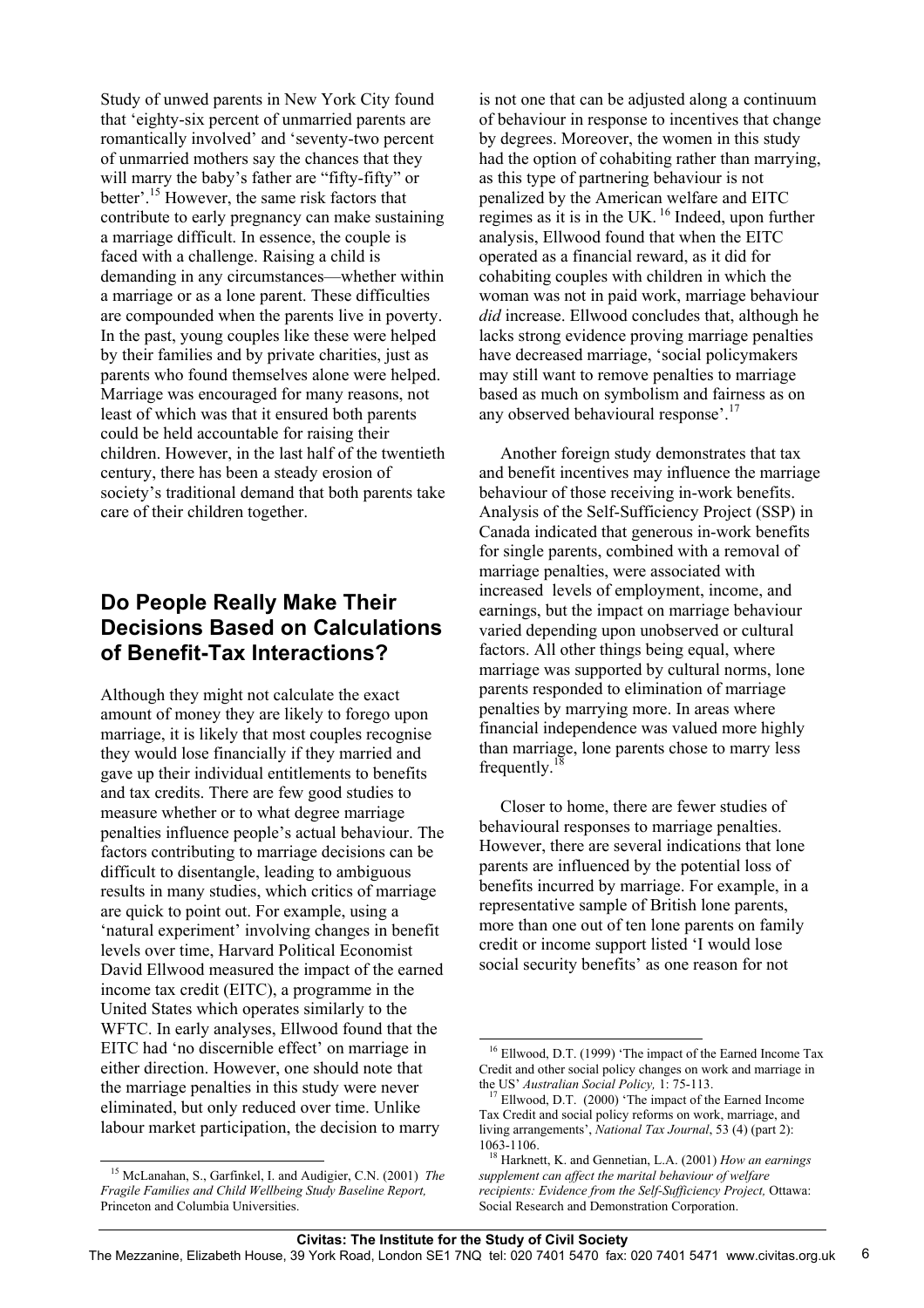Study of unwed parents in New York City found that 'eighty-six percent of unmarried parents are romantically involved' and 'seventy-two percent of unmarried mothers say the chances that they will marry the baby's father are "fifty-fifty" or better'.[15] However, the same risk factors that contribute to early pregnancy can make sustaining a marriage difficult. In essence, the couple is faced with a challenge. Raising a child is demanding in any circumstances—whether within a marriage or as a lone parent. These difficulties are compounded when the parents live in poverty. In the past, young couples like these were helped by their families and by private charities, just as parents who found themselves alone were helped. Marriage was encouraged for many reasons, not least of which was that it ensured both parents could be held accountable for raising their children. However, in the last half of the twentieth century, there has been a steady erosion of society's traditional demand that both parents take care of their children together.

## Do People Really Make Their Decisions Based on Calculations of Benefit-Tax Interactions?

Although they might not calculate the exact amount of money they are likely to forego upon marriage, it is likely that most couples recognise they would lose financially if they married and gave up their individual entitlements to benefits and tax credits. There are few good studies to measure whether or to what degree marriage penalties influence people's actual behaviour. The factors contributing to marriage decisions can be difficult to disentangle, leading to ambiguous results in many studies, which critics of marriage are quick to point out. For example, using a 'natural experiment' involving changes in benefit levels over time, Harvard Political Economist David Ellwood measured the impact of the earned income tax credit (EITC), a programme in the United States which operates similarly to the WFTC. In early analyses, Ellwood found that the EITC had 'no discernible effect' on marriage in either direction. However, one should note that the marriage penalties in this study were never eliminated, but only reduced over time. Unlike labour market participation, the decision to marry is not one that can be adjusted along a continuum of behaviour in response to incentives that change by degrees. Moreover, the women in this study had the option of cohabiting rather than marrying, as this type of partnering behaviour is not penalized by the American welfare and EITC regimes as it is in the UK.[16] Indeed, upon further analysis, Ellwood found that when the EITC operated as a financial reward, as it did for cohabiting couples with children in which the woman was not in paid work, marriage behaviour *did* increase. Ellwood concludes that, although he lacks strong evidence proving marriage penalties have decreased marriage, 'social policymakers may still want to remove penalties to marriage based as much on symbolism and fairness as on any observed behavioural response'.[17]

Another foreign study demonstrates that tax and benefit incentives may influence the marriage behaviour of those receiving in-work benefits. Analysis of the Self-Sufficiency Project (SSP) in Canada indicated that generous in-work benefits for single parents, combined with a removal of marriage penalties, were associated with increased levels of employment, income, and earnings, but the impact on marriage behaviour varied depending upon unobserved or cultural factors. All other things being equal, where marriage was supported by cultural norms, lone parents responded to elimination of marriage penalties by marrying more. In areas where financial independence was valued more highly than marriage, lone parents chose to marry less frequently.[18]

Closer to home, there are fewer studies of behavioural responses to marriage penalties. However, there are several indications that lone parents are influenced by the potential loss of benefits incurred by marriage. For example, in a representative sample of British lone parents, more than one out of ten lone parents on family credit or income support listed 'I would lose social security benefits' as one reason for not

---

[15] McLanahan, S., Garfinkel, I. and Audigier, C.N. (2001) *The Fragile Families and Child Wellbeing Study Baseline Report,* Princeton and Columbia Universities.

[16] Ellwood, D.T. (1999) 'The impact of the Earned Income Tax Credit and other social policy changes on work and marriage in the US' *Australian Social Policy,* 1: 75-113.

[17] Ellwood, D.T. (2000) 'The impact of the Earned Income Tax Credit and social policy reforms on work, marriage, and living arrangements', *National Tax Journal*, 53 (4) (part 2): 1063-1106.

[18] Harknett, K. and Gennetian, L.A. (2001) *How an earnings supplement can affect the marital behaviour of welfare recipients: Evidence from the Self-Sufficiency Project,* Ottawa: Social Research and Demonstration Corporation.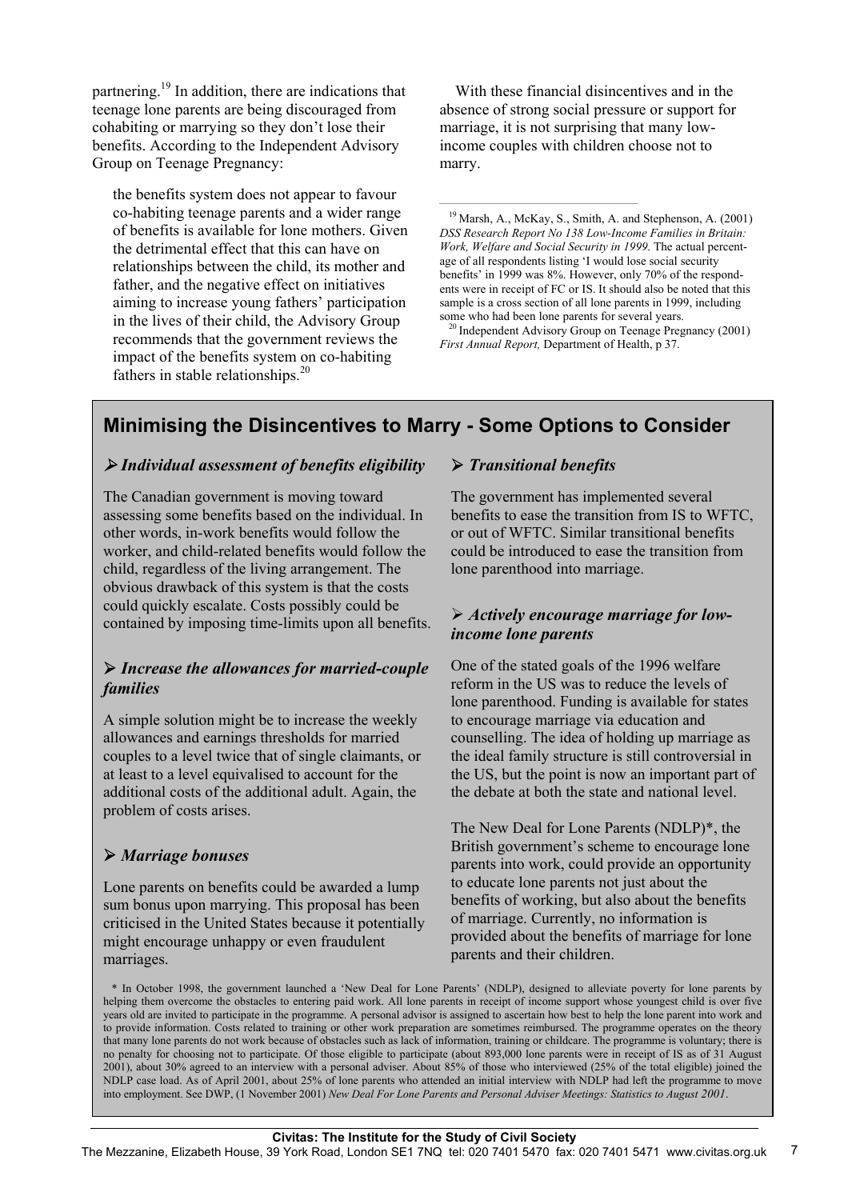partnering.[19] In addition, there are indications that teenage lone parents are being discouraged from cohabiting or marrying so they don't lose their benefits. According to the Independent Advisory Group on Teenage Pregnancy:

> the benefits system does not appear to favour co-habiting teenage parents and a wider range of benefits is available for lone mothers. Given the detrimental effect that this can have on relationships between the child, its mother and father, and the negative effect on initiatives aiming to increase young fathers' participation in the lives of their child, the Advisory Group recommends that the government reviews the impact of the benefits system on co-habiting fathers in stable relationships.[20]

With these financial disincentives and in the absence of strong social pressure or support for marriage, it is not surprising that many low-income couples with children choose not to marry.

[19] Marsh, A., McKay, S., Smith, A. and Stephenson, A. (2001) *DSS Research Report No 138 Low-Income Families in Britain: Work, Welfare and Social Security in 1999*. The actual percentage of all respondents listing 'I would lose social security benefits' in 1999 was 8%. However, only 70% of the respondents were in receipt of FC or IS. It should also be noted that this sample is a cross section of all lone parents in 1999, including some who had been lone parents for several years.

[20] Independent Advisory Group on Teenage Pregnancy (2001) *First Annual Report,* Department of Health, p 37.

## Minimising the Disincentives to Marry - Some Options to Consider

### ➢ *Individual assessment of benefits eligibility*

The Canadian government is moving toward assessing some benefits based on the individual. In other words, in-work benefits would follow the worker, and child-related benefits would follow the child, regardless of the living arrangement. The obvious drawback of this system is that the costs could quickly escalate. Costs possibly could be contained by imposing time-limits upon all benefits.

### ➢ *Increase the allowances for married-couple families*

A simple solution might be to increase the weekly allowances and earnings thresholds for married couples to a level twice that of single claimants, or at least to a level equivalised to account for the additional costs of the additional adult. Again, the problem of costs arises.

### ➢ *Marriage bonuses*

Lone parents on benefits could be awarded a lump sum bonus upon marrying. This proposal has been criticised in the United States because it potentially might encourage unhappy or even fraudulent marriages.

### ➢ *Transitional benefits*

The government has implemented several benefits to ease the transition from IS to WFTC, or out of WFTC. Similar transitional benefits could be introduced to ease the transition from lone parenthood into marriage.

### ➢ *Actively encourage marriage for low-income lone parents*

One of the stated goals of the 1996 welfare reform in the US was to reduce the levels of lone parenthood. Funding is available for states to encourage marriage via education and counselling. The idea of holding up marriage as the ideal family structure is still controversial in the US, but the point is now an important part of the debate at both the state and national level.

The New Deal for Lone Parents (NDLP)*, the British government's scheme to encourage lone parents into work, could provide an opportunity to educate lone parents not just about the benefits of working, but also about the benefits of marriage. Currently, no information is provided about the benefits of marriage for lone parents and their children.

\* In October 1998, the government launched a 'New Deal for Lone Parents' (NDLP), designed to alleviate poverty for lone parents by helping them overcome the obstacles to entering paid work. All lone parents in receipt of income support whose youngest child is over five years old are invited to participate in the programme. A personal advisor is assigned to ascertain how best to help the lone parent into work and to provide information. Costs related to training or other work preparation are sometimes reimbursed. The programme operates on the theory that many lone parents do not work because of obstacles such as lack of information, training or childcare. The programme is voluntary; there is no penalty for choosing not to participate. Of those eligible to participate (about 893,000 lone parents were in receipt of IS as of 31 August 2001), about 30% agreed to an interview with a personal adviser. About 85% of those who interviewed (25% of the total eligible) joined the NDLP case load. As of April 2001, about 25% of lone parents who attended an initial interview with NDLP had left the programme to move into employment. See DWP, (1 November 2001) *New Deal For Lone Parents and Personal Adviser Meetings: Statistics to August 2001*.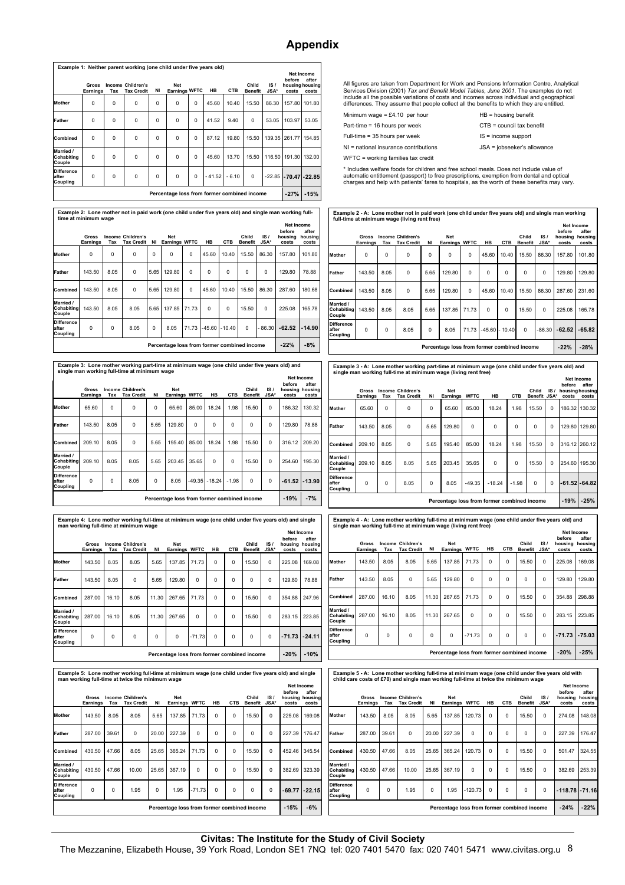# Appendix

All figures are taken from Department for Work and Pensions Information Centre, Analytical Services Division (2001) *Tax and Benefit Model Tables, June 2001*. The examples do not include all the possible variations of costs and incomes across individual and geographical differences. They assume that people collect all the benefits to which they are entitled.

Minimum wage = £4.10 per hour
Part-time = 16 hours per week
Full-time = 35 hours per week
NI = national insurance contributions
WFTC = working families tax credit
HB = housing benefit
CTB = council tax benefit
IS = income support
JSA = jobseeker's allowance

\* Includes welfare foods for children and free school meals. Does not include value of automatic entitlement (passport) to free prescriptions, exemption from dental and optical charges and help with patients' fares to hospitals, as the worth of these benefits may vary.

**Example 1: Neither parent working (one child under five years old)**

| | Gross Earnings | Income Tax | Children's Tax Credit | NI | Net Earnings | WFTC | HB | CTB | Child Benefit | IS / JSA* | Net Income before housing costs | Net Income after housing costs |
|---|---|---|---|---|---|---|---|---|---|---|---|---|
| Mother | 0 | 0 | 0 | 0 | 0 | 0 | 45.60 | 10.40 | 15.50 | 86.30 | 157.80 | 101.80 |
| Father | 0 | 0 | 0 | 0 | 0 | 0 | 41.52 | 9.40 | 0 | 53.05 | 103.97 | 53.05 |
| Combined | 0 | 0 | 0 | 0 | 0 | 0 | 87.12 | 19.80 | 15.50 | 139.35 | 261.77 | 154.85 |
| Married / Cohabiting Couple | 0 | 0 | 0 | 0 | 0 | 0 | 45.60 | 13.70 | 15.50 | 116.50 | 191.30 | 132.00 |
| Difference after Coupling | 0 | 0 | 0 | 0 | 0 | 0 | -41.52 | -6.10 | 0 | -22.85 | -70.47 | -22.85 |
| Percentage loss from former combined income | | | | | | | | | | | -27% | -15% |

**Example 2: Lone mother not in paid work (one child under five years old) and single man working full-time at minimum wage**

| | Gross Earnings | Income Tax | Children's Tax Credit | NI | Net Earnings | WFTC | HB | CTB | Child Benefit | IS / JSA* | Net Income before housing costs | Net Income after housing costs |
|---|---|---|---|---|---|---|---|---|---|---|---|---|
| Mother | 0 | 0 | 0 | 0 | 0 | 0 | 45.60 | 10.40 | 15.50 | 86.30 | 157.80 | 101.80 |
| Father | 143.50 | 8.05 | 0 | 5.65 | 129.80 | 0 | 0 | 0 | 0 | 0 | 129.80 | 78.88 |
| Combined | 143.50 | 8.05 | 0 | 5.65 | 129.80 | 0 | 45.60 | 10.40 | 15.50 | 86.30 | 287.60 | 180.68 |
| Married / Cohabiting Couple | 143.50 | 8.05 | 8.05 | 5.65 | 137.85 | 71.73 | 0 | 0 | 15.50 | 0 | 225.08 | 165.78 |
| Difference after Coupling | 0 | 0 | 8.05 | 0 | 8.05 | 71.73 | -45.60 | -10.40 | 0 | -86.30 | -62.52 | -14.90 |
| Percentage loss from former combined income | | | | | | | | | | | -22% | -8% |

**Example 2 - A: Lone mother not in paid work (one child under five years old) and single man working full-time at minimum wage (living rent free)**

| | Gross Earnings | Income Tax | Children's Tax Credit | NI | Net Earnings | WFTC | HB | CTB | Child Benefit | IS / JSA* | Net Income before housing costs | Net Income after housing costs |
|---|---|---|---|---|---|---|---|---|---|---|---|---|
| Mother | 0 | 0 | 0 | 0 | 0 | 0 | 45.60 | 10.40 | 15.50 | 86.30 | 157.80 | 101.80 |
| Father | 143.50 | 8.05 | 0 | 5.65 | 129.80 | 0 | 0 | 0 | 0 | 0 | 129.80 | 129.80 |
| Combined | 143.50 | 8.05 | 0 | 5.65 | 129.80 | 0 | 45.60 | 10.40 | 15.50 | 86.30 | 287.60 | 231.60 |
| Married / Cohabiting Couple | 143.50 | 8.05 | 8.05 | 5.65 | 137.85 | 71.73 | 0 | 0 | 15.50 | 0 | 225.08 | 165.78 |
| Difference after Coupling | 0 | 0 | 8.05 | 0 | 8.05 | 71.73 | -45.60 | -10.40 | 0 | -86.30 | -62.52 | -65.82 |
| Percentage loss from former combined income | | | | | | | | | | | -22% | -28% |

**Example 3: Lone mother working part-time at minimum wage (one child under five years old) and single man working full-time at minimum wage**

| | Gross Earnings | Income Tax | Children's Tax Credit | NI | Net Earnings | WFTC | HB | CTB | Child Benefit | IS / JSA* | Net Income before housing costs | Net Income after housing costs |
|---|---|---|---|---|---|---|---|---|---|---|---|---|
| Mother | 65.60 | 0 | 0 | 0 | 65.60 | 85.00 | 18.24 | 1.98 | 15.50 | 0 | 186.32 | 130.32 |
| Father | 143.50 | 8.05 | 0 | 5.65 | 129.80 | 0 | 0 | 0 | 0 | 0 | 129.80 | 78.88 |
| Combined | 209.10 | 8.05 | 0 | 5.65 | 195.40 | 85.00 | 18.24 | 1.98 | 15.50 | 0 | 316.12 | 209.20 |
| Married / Cohabiting Couple | 209.10 | 8.05 | 8.05 | 5.65 | 203.45 | 35.65 | 0 | 0 | 15.50 | 0 | 254.60 | 195.30 |
| Difference after Coupling | 0 | 0 | 8.05 | 0 | 8.05 | -49.35 | -18.24 | -1.98 | 0 | 0 | -61.52 | -13.90 |
| Percentage loss from former combined income | | | | | | | | | | | -19% | -7% |

**Example 3 - A: Lone mother working part-time at minimum wage (one child under five years old) and single man working full-time at minimum wage (living rent free)**

| | Gross Earnings | Income Tax | Children's Tax Credit | NI | Net Earnings | WFTC | HB | CTB | Child Benefit | IS / JSA* | Net Income before housing costs | Net Income after housing costs |
|---|---|---|---|---|---|---|---|---|---|---|---|---|
| Mother | 65.60 | 0 | 0 | 0 | 65.60 | 85.00 | 18.24 | 1.98 | 15.50 | 0 | 186.32 | 130.32 |
| Father | 143.50 | 8.05 | 0 | 5.65 | 129.80 | 0 | 0 | 0 | 0 | 0 | 129.80 | 129.80 |
| Combined | 209.10 | 8.05 | 0 | 5.65 | 195.40 | 85.00 | 18.24 | 1.98 | 15.50 | 0 | 316.12 | 260.12 |
| Married / Cohabiting Couple | 209.10 | 8.05 | 8.05 | 5.65 | 203.45 | 35.65 | 0 | 0 | 15.50 | 0 | 254.60 | 195.30 |
| Difference after Coupling | 0 | 0 | 8.05 | 0 | 8.05 | -49.35 | -18.24 | -1.98 | 0 | 0 | -61.52 | -64.82 |
| Percentage loss from former combined income | | | | | | | | | | | -19% | -25% |

**Example 4: Lone mother working full-time at minimum wage (one child under five years old) and single man working full-time at minimum wage**

| | Gross Earnings | Income Tax | Children's Tax Credit | NI | Net Earnings | WFTC | HB | CTB | Child Benefit | IS / JSA* | Net Income before housing costs | Net Income after housing costs |
|---|---|---|---|---|---|---|---|---|---|---|---|---|
| Mother | 143.50 | 8.05 | 8.05 | 5.65 | 137.85 | 71.73 | 0 | 0 | 15.50 | 0 | 225.08 | 169.08 |
| Father | 143.50 | 8.05 | 0 | 5.65 | 129.80 | 0 | 0 | 0 | 0 | 0 | 129.80 | 78.88 |
| Combined | 287.00 | 16.10 | 8.05 | 11.30 | 267.65 | 71.73 | 0 | 0 | 15.50 | 0 | 354.88 | 247.96 |
| Married / Cohabiting Couple | 287.00 | 16.10 | 8.05 | 11.30 | 267.65 | 0 | 0 | 0 | 15.50 | 0 | 283.15 | 223.85 |
| Difference after Coupling | 0 | 0 | 0 | 0 | 0 | -71.73 | 0 | 0 | 0 | 0 | -71.73 | -24.11 |
| Percentage loss from former combined income | | | | | | | | | | | -20% | -10% |

**Example 4 - A: Lone mother working full-time at minimum wage (one child under five years old) and single man working full-time at minimum wage (living rent free)**

| | Gross Earnings | Income Tax | Children's Tax Credit | NI | Net Earnings | WFTC | HB | CTB | Child Benefit | IS / JSA* | Net Income before housing costs | Net Income after housing costs |
|---|---|---|---|---|---|---|---|---|---|---|---|---|
| Mother | 143.50 | 8.05 | 8.05 | 5.65 | 137.85 | 71.73 | 0 | 0 | 15.50 | 0 | 225.08 | 169.08 |
| Father | 143.50 | 8.05 | 0 | 5.65 | 129.80 | 0 | 0 | 0 | 0 | 0 | 129.80 | 129.80 |
| Combined | 287.00 | 16.10 | 8.05 | 11.30 | 267.65 | 71.73 | 0 | 0 | 15.50 | 0 | 354.88 | 298.88 |
| Married / Cohabiting Couple | 287.00 | 16.10 | 8.05 | 11.30 | 267.65 | 0 | 0 | 0 | 15.50 | 0 | 283.15 | 223.85 |
| Difference after Coupling | 0 | 0 | 0 | 0 | 0 | -71.73 | 0 | 0 | 0 | 0 | -71.73 | -75.03 |
| Percentage loss from former combined income | | | | | | | | | | | -20% | -25% |

**Example 5: Lone mother working full-time at minimum wage (one child under five years old) and single man working full-time at twice the minimum wage**

| | Gross Earnings | Income Tax | Children's Tax Credit | NI | Net Earnings | WFTC | HB | CTB | Child Benefit | IS / JSA* | Net Income before housing costs | Net Income after housing costs |
|---|---|---|---|---|---|---|---|---|---|---|---|---|
| Mother | 143.50 | 8.05 | 8.05 | 5.65 | 137.85 | 71.73 | 0 | 0 | 15.50 | 0 | 225.08 | 169.08 |
| Father | 287.00 | 39.61 | 0 | 20.00 | 227.39 | 0 | 0 | 0 | 0 | 0 | 227.39 | 176.47 |
| Combined | 430.50 | 47.66 | 8.05 | 25.65 | 365.24 | 71.73 | 0 | 0 | 15.50 | 0 | 452.46 | 345.54 |
| Married / Cohabiting Couple | 430.50 | 47.66 | 10.00 | 25.65 | 367.19 | 0 | 0 | 0 | 15.50 | 0 | 382.69 | 323.39 |
| Difference after Coupling | 0 | 0 | 1.95 | 0 | 1.95 | -71.73 | 0 | 0 | 0 | 0 | -69.77 | -22.15 |
| Percentage loss from former combined income | | | | | | | | | | | -15% | -6% |

**Example 5 - A: Lone mother working full-time at minimum wage (one child under five years old with child care costs of £70) and single man working full-time at twice the minimum wage**

| | Gross Earnings | Income Tax | Children's Tax Credit | NI | Net Earnings | WFTC | HB | CTB | Child Benefit | IS / JSA* | Net Income before housing costs | Net Income after housing costs |
|---|---|---|---|---|---|---|---|---|---|---|---|---|
| Mother | 143.50 | 8.05 | 8.05 | 5.65 | 137.85 | 120.73 | 0 | 0 | 15.50 | 0 | 274.08 | 148.08 |
| Father | 287.00 | 39.61 | 0 | 20.00 | 227.39 | 0 | 0 | 0 | 0 | 0 | 227.39 | 176.47 |
| Combined | 430.50 | 47.66 | 8.05 | 25.65 | 365.24 | 120.73 | 0 | 0 | 15.50 | 0 | 501.47 | 324.55 |
| Married / Cohabiting Couple | 430.50 | 47.66 | 10.00 | 25.65 | 367.19 | 0 | 0 | 0 | 15.50 | 0 | 382.69 | 253.39 |
| Difference after Coupling | 0 | 0 | 1.95 | 0 | 1.95 | -120.73 | 0 | 0 | 0 | 0 | -118.78 | -71.16 |
| Percentage loss from former combined income | | | | | | | | | | | -24% | -22% |

**Civitas: The Institute for the Study of Civil Society**
The Mezzanine, Elizabeth House, 39 York Road, London SE1 7NQ tel: 020 7401 5470 fax: 020 7401 5471 www.civitas.org.u